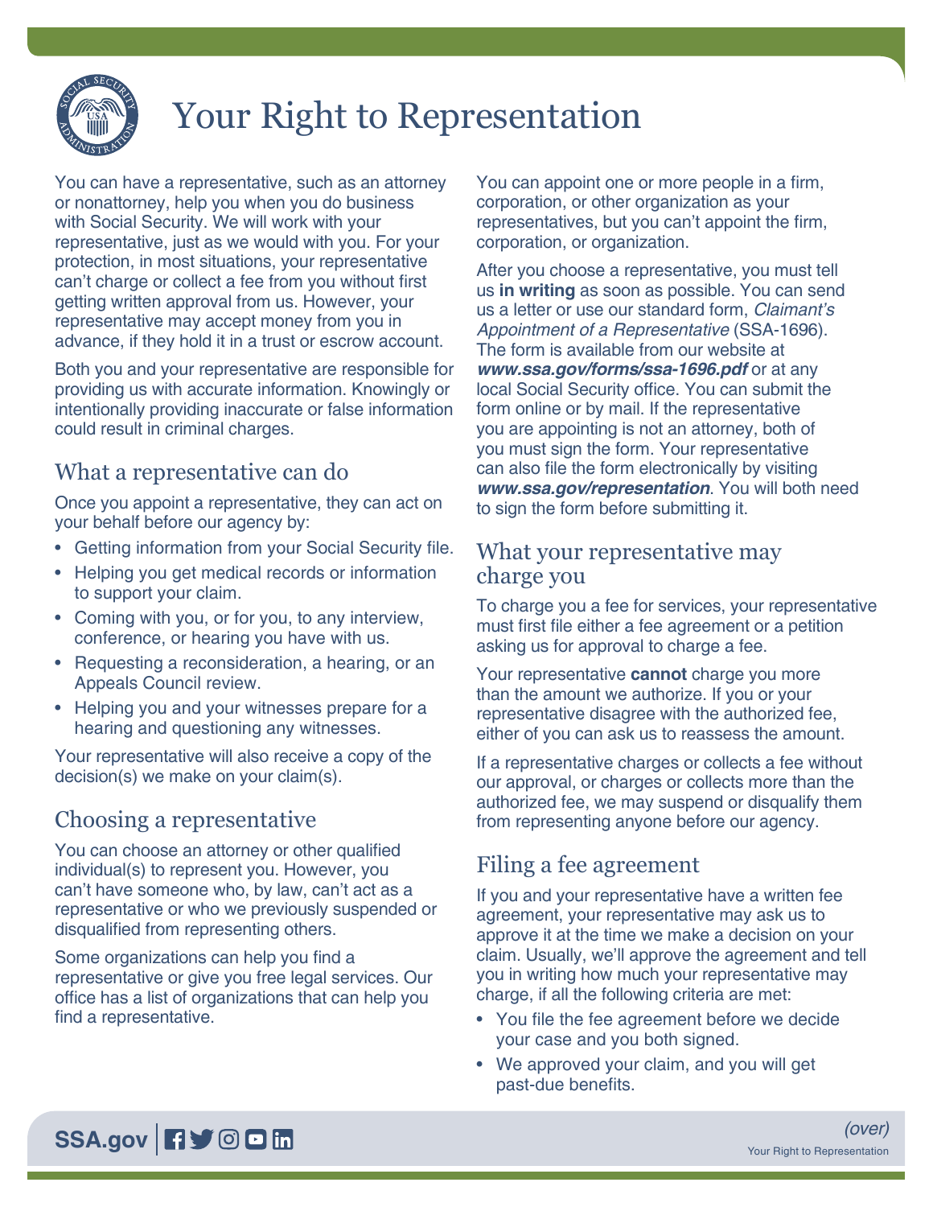# Your Right to Representation

You can have a representative, such as an attorney or nonattorney, help you when you do business with Social Security. We will work with your representative, just as we would with you. For your protection, in most situations, your representative can't charge or collect a fee from you without first getting written approval from us. However, your representative may accept money from you in advance, if they hold it in a trust or escrow account.

Both you and your representative are responsible for providing us with accurate information. Knowingly or intentionally providing inaccurate or false information could result in criminal charges.

## What a representative can do

Once you appoint a representative, they can act on your behalf before our agency by:

- Getting information from your Social Security file.
- Helping you get medical records or information to support your claim.
- Coming with you, or for you, to any interview, conference, or hearing you have with us.
- Requesting a reconsideration, a hearing, or an Appeals Council review.
- Helping you and your witnesses prepare for a hearing and questioning any witnesses.

Your representative will also receive a copy of the decision(s) we make on your claim(s).

## Choosing a representative

You can choose an attorney or other qualified individual(s) to represent you. However, you can't have someone who, by law, can't act as a representative or who we previously suspended or disqualified from representing others.

Some organizations can help you find a representative or give you free legal services. Our office has a list of organizations that can help you find a representative.

You can appoint one or more people in a firm, corporation, or other organization as your representatives, but you can't appoint the firm, corporation, or organization.

After you choose a representative, you must tell us **in writing** as soon as possible. You can send us a letter or use our standard form, *Claimant's Appointment of a Representative* (SSA-1696). The form is available from our website at ***www.ssa.gov/forms/ssa-1696.pdf*** or at any local Social Security office. You can submit the form online or by mail. If the representative you are appointing is not an attorney, both of you must sign the form. Your representative can also file the form electronically by visiting ***www.ssa.gov/representation***. You will both need to sign the form before submitting it.

## What your representative may charge you

To charge you a fee for services, your representative must first file either a fee agreement or a petition asking us for approval to charge a fee.

Your representative **cannot** charge you more than the amount we authorize. If you or your representative disagree with the authorized fee, either of you can ask us to reassess the amount.

If a representative charges or collects a fee without our approval, or charges or collects more than the authorized fee, we may suspend or disqualify them from representing anyone before our agency.

## Filing a fee agreement

If you and your representative have a written fee agreement, your representative may ask us to approve it at the time we make a decision on your claim. Usually, we'll approve the agreement and tell you in writing how much your representative may charge, if all the following criteria are met:

- You file the fee agreement before we decide your case and you both signed.
- We approved your claim, and you will get past-due benefits.

*(over)*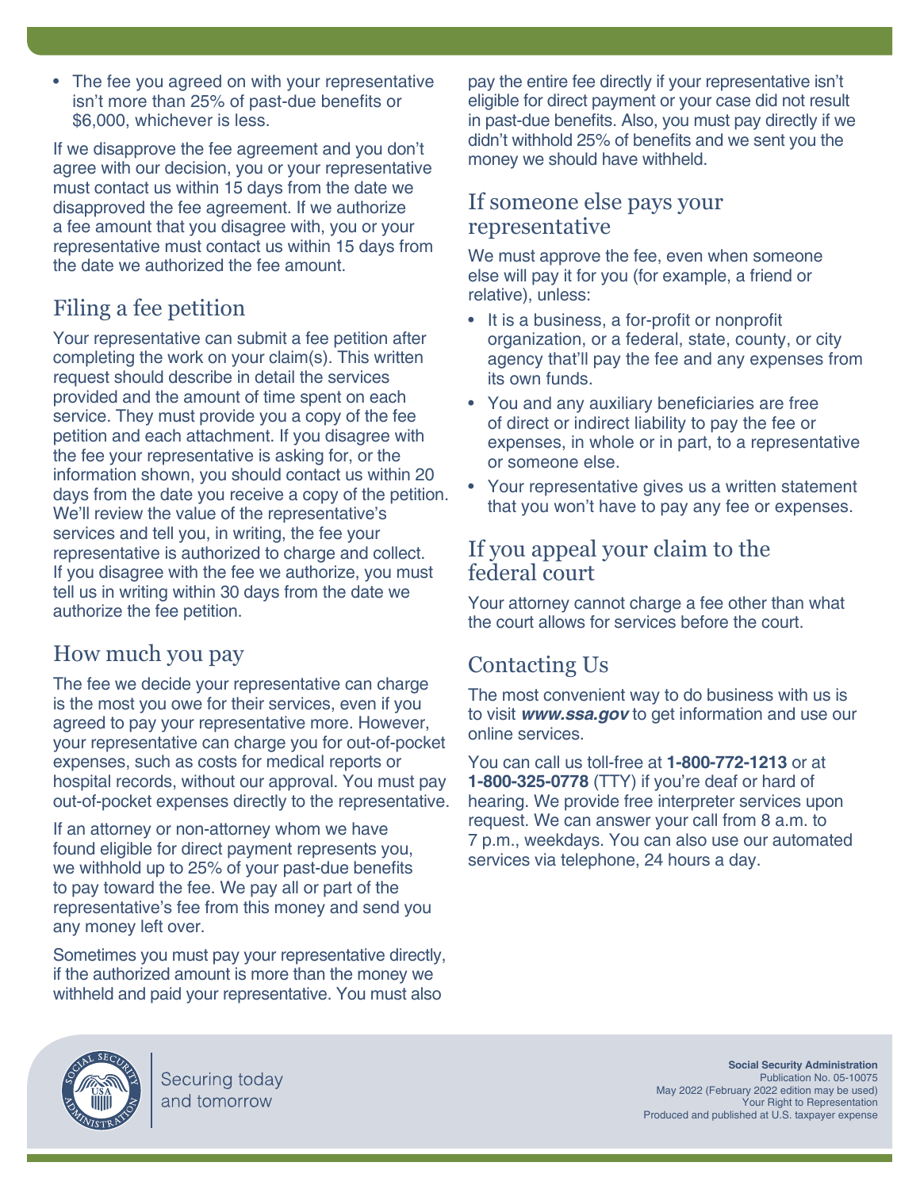- The fee you agreed on with your representative isn't more than 25% of past-due benefits or $6,000, whichever is less.

If we disapprove the fee agreement and you don't agree with our decision, you or your representative must contact us within 15 days from the date we disapproved the fee agreement. If we authorize a fee amount that you disagree with, you or your representative must contact us within 15 days from the date we authorized the fee amount.

## Filing a fee petition

Your representative can submit a fee petition after completing the work on your claim(s). This written request should describe in detail the services provided and the amount of time spent on each service. They must provide you a copy of the fee petition and each attachment. If you disagree with the fee your representative is asking for, or the information shown, you should contact us within 20 days from the date you receive a copy of the petition. We'll review the value of the representative's services and tell you, in writing, the fee your representative is authorized to charge and collect. If you disagree with the fee we authorize, you must tell us in writing within 30 days from the date we authorize the fee petition.

## How much you pay

The fee we decide your representative can charge is the most you owe for their services, even if you agreed to pay your representative more. However, your representative can charge you for out-of-pocket expenses, such as costs for medical reports or hospital records, without our approval. You must pay out-of-pocket expenses directly to the representative.

If an attorney or non-attorney whom we have found eligible for direct payment represents you, we withhold up to 25% of your past-due benefits to pay toward the fee. We pay all or part of the representative's fee from this money and send you any money left over.

Sometimes you must pay your representative directly, if the authorized amount is more than the money we withheld and paid your representative. You must also pay the entire fee directly if your representative isn't eligible for direct payment or your case did not result in past-due benefits. Also, you must pay directly if we didn't withhold 25% of benefits and we sent you the money we should have withheld.

## If someone else pays your representative

We must approve the fee, even when someone else will pay it for you (for example, a friend or relative), unless:

- It is a business, a for-profit or nonprofit organization, or a federal, state, county, or city agency that'll pay the fee and any expenses from its own funds.
- You and any auxiliary beneficiaries are free of direct or indirect liability to pay the fee or expenses, in whole or in part, to a representative or someone else.
- Your representative gives us a written statement that you won't have to pay any fee or expenses.

## If you appeal your claim to the federal court

Your attorney cannot charge a fee other than what the court allows for services before the court.

## Contacting Us

The most convenient way to do business with us is to visit ***www.ssa.gov*** to get information and use our online services.

You can call us toll-free at **1-800-772-1213** or at **1-800-325-0778** (TTY) if you're deaf or hard of hearing. We provide free interpreter services upon request. We can answer your call from 8 a.m. to 7 p.m., weekdays. You can also use our automated services via telephone, 24 hours a day.

Securing today and tomorrow

**Social Security Administration**
Publication No. 05-10075
May 2022 (February 2022 edition may be used)
Your Right to Representation
Produced and published at U.S. taxpayer expense